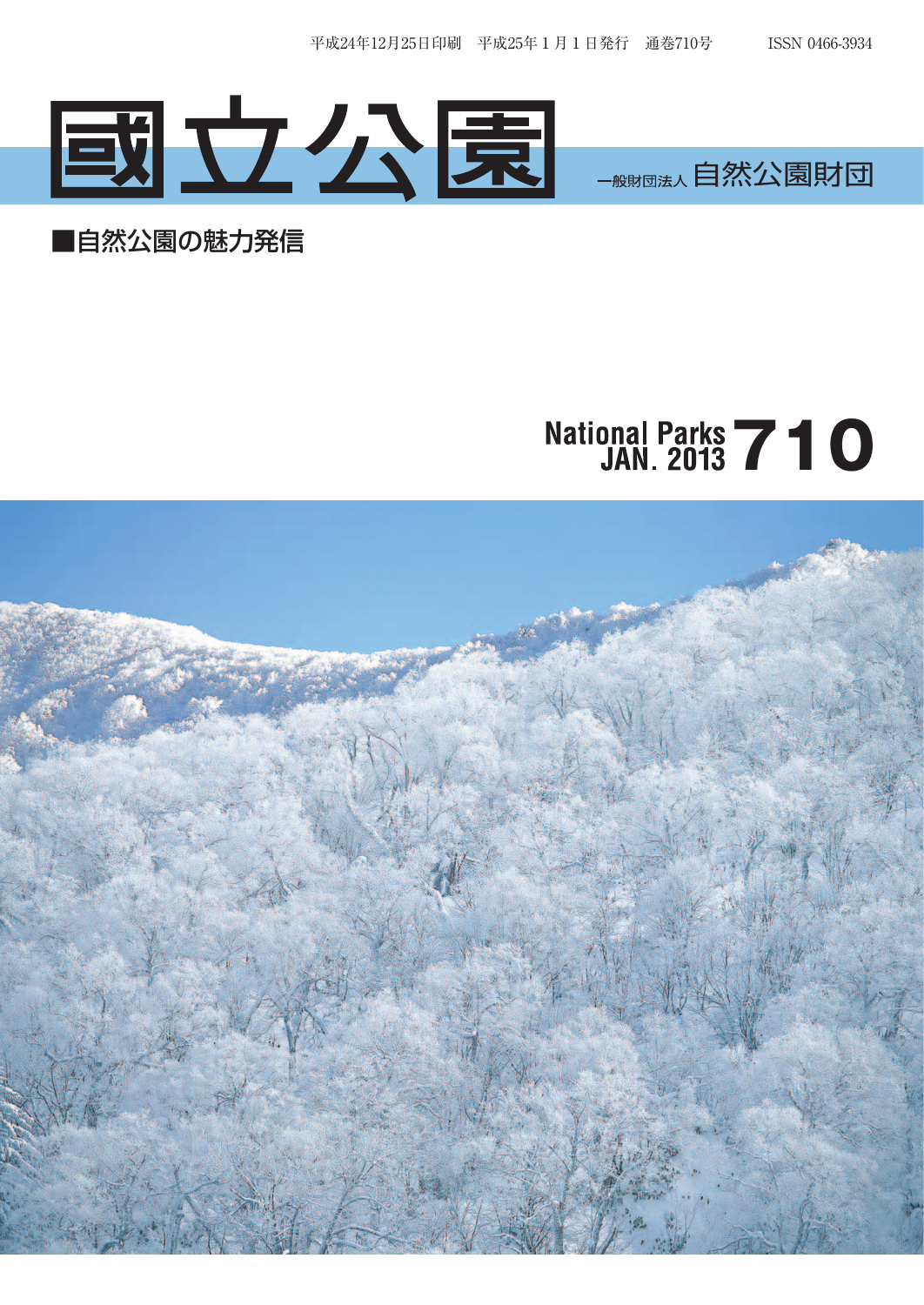平成24年12月25日印刷　平成25年１月１日発行　通巻710号　　ISSN 0466-3934

# 國立公園

一般財団法人 自然公園財団

■自然公園の魅力発信

National Parks JAN. 2013 **710**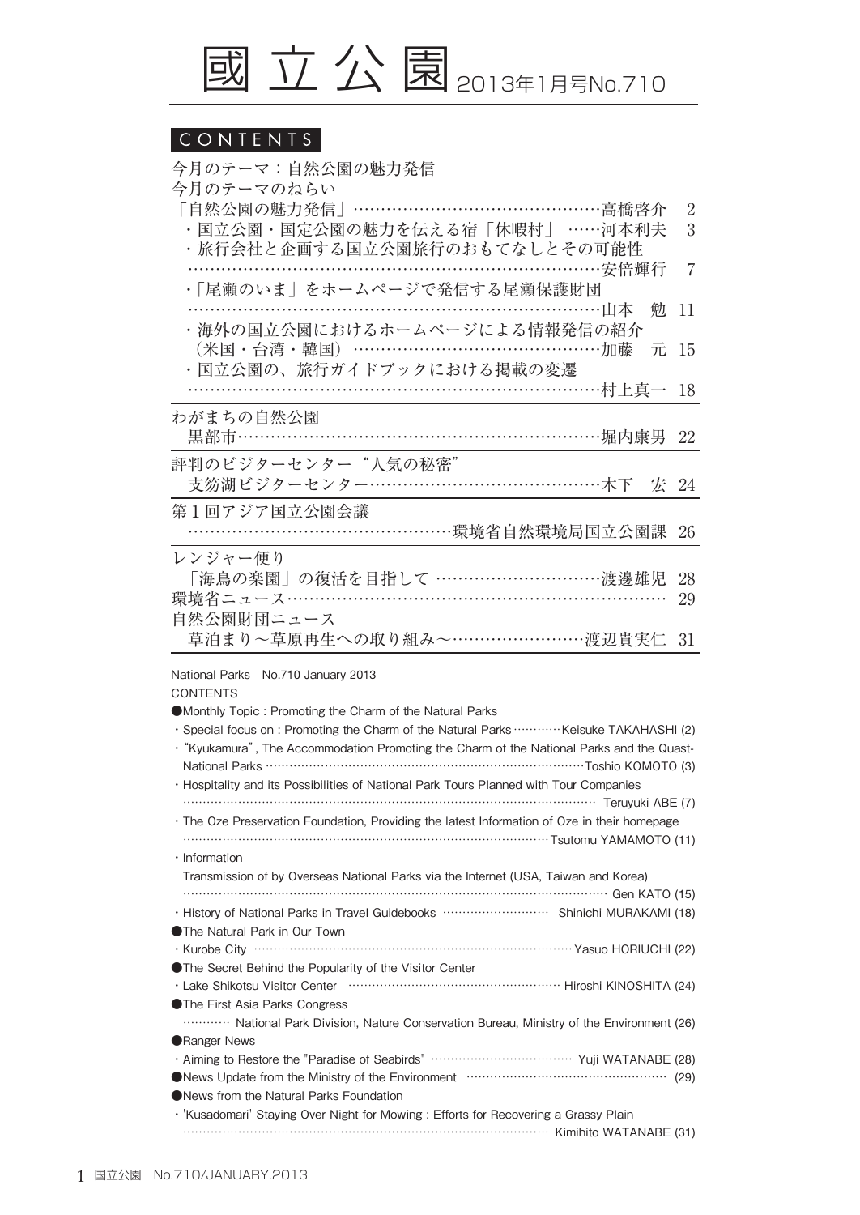# 國立公園 2013年1月号No.710

## CONTENTS

今月のテーマ：自然公園の魅力発信

今月のテーマのねらい

「自然公園の魅力発信」……………………………………………高橋啓介 2

- 国立公園・国定公園の魅力を伝える宿「休暇村」……河本利夫 3
- 旅行会社と企画する国立公園旅行のおもてなしとその可能性 ……………………………………………………………………安倍輝行 7
- 「尾瀬のいま」をホームページで発信する尾瀬保護財団 ……………………………………………………………………山本　勉 11
- 海外の国立公園におけるホームページによる情報発信の紹介（米国・台湾・韓国）……………………………………………加藤　元 15
- 国立公園の、旅行ガイドブックにおける掲載の変遷 ……………………………………………………………………村上真一 18

わがまちの自然公園

黒部市…………………………………………………………………堀内康男 22

評判のビジターセンター“人気の秘密”

支笏湖ビジターセンター……………………………………………木下　宏 24

第１回アジア国立公園会議

……………………………………………環境省自然環境局国立公園課 26

レンジャー便り

「海鳥の楽園」の復活を目指して …………………………渡邊雄児 28

環境省ニュース……………………………………………………………… 29

自然公園財団ニュース

草泊まり～草原再生への取り組み～……………………渡辺貴実仁 31

National Parks　No.710 January 2013

CONTENTS

- ●Monthly Topic : Promoting the Charm of the Natural Parks
- ・Special focus on : Promoting the Charm of the Natural Parks…………Keisuke TAKAHASHI (2)
- ・"Kyukamura", The Accommodation Promoting the Charm of the National Parks and the Quast-National Parks ……………………………………………………………Toshio KOMOTO (3)
- ・Hospitality and its Possibilities of National Park Tours Planned with Tour Companies ……………………………………………………………… Teruyuki ABE (7)
- ・The Oze Preservation Foundation, Providing the latest Information of Oze in their homepage ……………………………………………………………Tsutomu YAMAMOTO (11)
- ・Information
  Transmission of by Overseas National Parks via the Internet (USA, Taiwan and Korea) ……………………………………………………………… Gen KATO (15)
- ・History of National Parks in Travel Guidebooks ……………………… Shinichi MURAKAMI (18)
- ●The Natural Park in Our Town
- ・Kurobe City ……………………………………………………………Yasuo HORIUCHI (22)
- ●The Secret Behind the Popularity of the Visitor Center
- ・Lake Shikotsu Visitor Center ………………………………………… Hiroshi KINOSHITA (24)
- ●The First Asia Parks Congress
  ………… National Park Division, Nature Conservation Bureau, Ministry of the Environment (26)
- ●Ranger News
- ・Aiming to Restore the "Paradise of Seabirds" ……………………………… Yuji WATANABE (28)
- ●News Update from the Ministry of the Environment ………………………………………… (29)
- ●News from the Natural Parks Foundation
- ・'Kusadomari' Staying Over Night for Mowing : Efforts for Recovering a Grassy Plain ……………………………………………………………… Kimihito WATANABE (31)